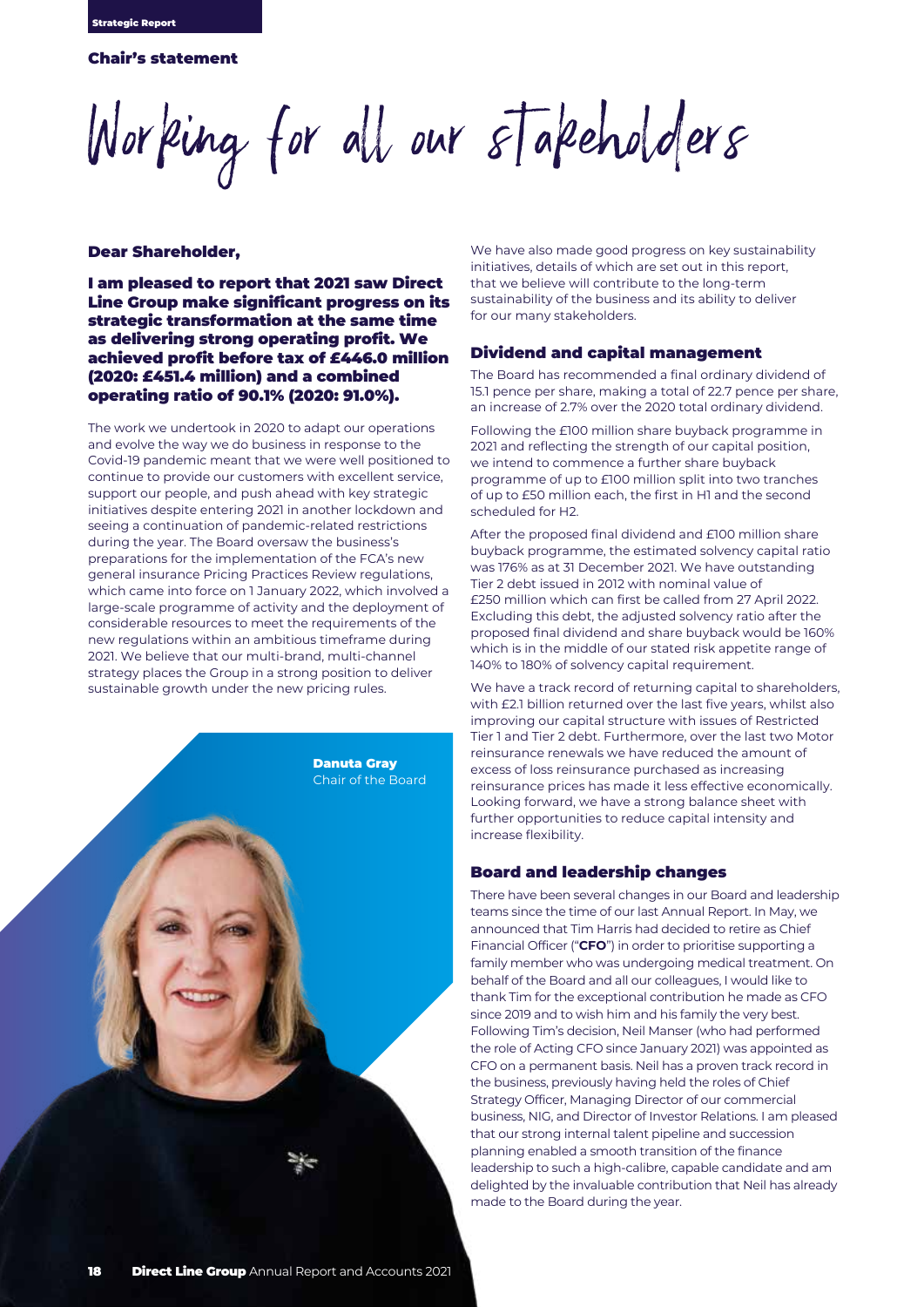## Chair's statement

# Working for all our stakeholders

### Dear Shareholder,

**I am pleased to report that 2021 saw Direct Line Group make significant progress on its strategic transformation at the same time as delivering strong operating profit. We achieved profit before tax of £446.0 million (2020: £451.4 million) and a combined operating ratio of 90.1% (2020: 91.0%).**

The work we undertook in 2020 to adapt our operations and evolve the way we do business in response to the Covid-19 pandemic meant that we were well positioned to continue to provide our customers with excellent service, support our people, and push ahead with key strategic initiatives despite entering 2021 in another lockdown and seeing a continuation of pandemic-related restrictions during the year. The Board oversaw the business's preparations for the implementation of the FCA's new general insurance Pricing Practices Review regulations, which came into force on 1 January 2022, which involved a large-scale programme of activity and the deployment of considerable resources to meet the requirements of the new regulations within an ambitious timeframe during 2021. We believe that our multi-brand, multi-channel strategy places the Group in a strong position to deliver sustainable growth under the new pricing rules.

**Danuta Gray**
Chair of the Board

We have also made good progress on key sustainability initiatives, details of which are set out in this report, that we believe will contribute to the long-term sustainability of the business and its ability to deliver for our many stakeholders.

### Dividend and capital management

The Board has recommended a final ordinary dividend of 15.1 pence per share, making a total of 22.7 pence per share, an increase of 2.7% over the 2020 total ordinary dividend.

Following the £100 million share buyback programme in 2021 and reflecting the strength of our capital position, we intend to commence a further share buyback programme of up to £100 million split into two tranches of up to £50 million each, the first in H1 and the second scheduled for H2.

After the proposed final dividend and £100 million share buyback programme, the estimated solvency capital ratio was 176% as at 31 December 2021. We have outstanding Tier 2 debt issued in 2012 with nominal value of £250 million which can first be called from 27 April 2022. Excluding this debt, the adjusted solvency ratio after the proposed final dividend and share buyback would be 160% which is in the middle of our stated risk appetite range of 140% to 180% of solvency capital requirement.

We have a track record of returning capital to shareholders, with £2.1 billion returned over the last five years, whilst also improving our capital structure with issues of Restricted Tier 1 and Tier 2 debt. Furthermore, over the last two Motor reinsurance renewals we have reduced the amount of excess of loss reinsurance purchased as increasing reinsurance prices has made it less effective economically. Looking forward, we have a strong balance sheet with further opportunities to reduce capital intensity and increase flexibility.

### Board and leadership changes

There have been several changes in our Board and leadership teams since the time of our last Annual Report. In May, we announced that Tim Harris had decided to retire as Chief Financial Officer ("**CFO**") in order to prioritise supporting a family member who was undergoing medical treatment. On behalf of the Board and all our colleagues, I would like to thank Tim for the exceptional contribution he made as CFO since 2019 and to wish him and his family the very best. Following Tim's decision, Neil Manser (who had performed the role of Acting CFO since January 2021) was appointed as CFO on a permanent basis. Neil has a proven track record in the business, previously having held the roles of Chief Strategy Officer, Managing Director of our commercial business, NIG, and Director of Investor Relations. I am pleased that our strong internal talent pipeline and succession planning enabled a smooth transition of the finance leadership to such a high-calibre, capable candidate and am delighted by the invaluable contribution that Neil has already made to the Board during the year.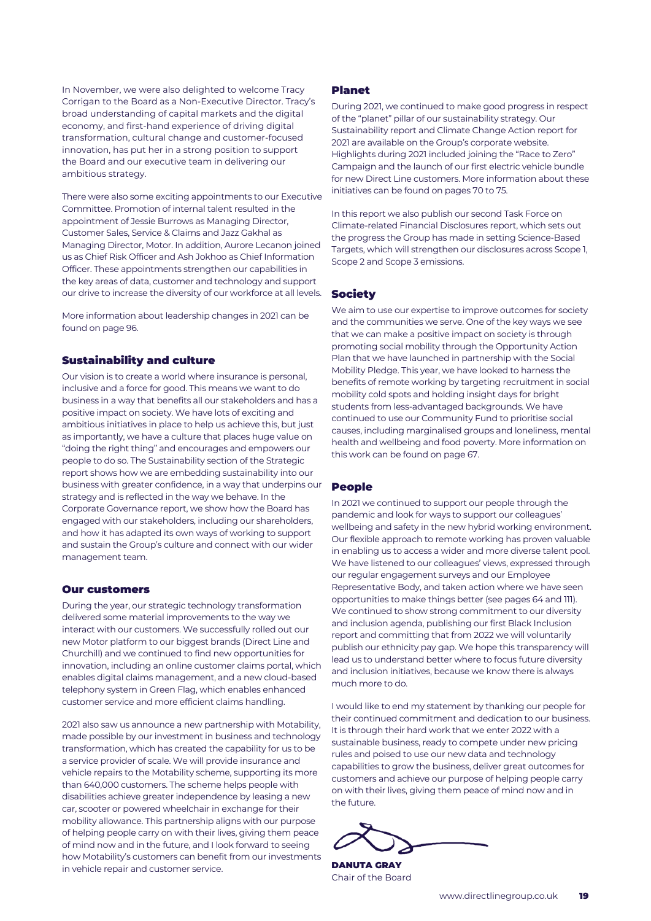In November, we were also delighted to welcome Tracy Corrigan to the Board as a Non-Executive Director. Tracy's broad understanding of capital markets and the digital economy, and first-hand experience of driving digital transformation, cultural change and customer-focused innovation, has put her in a strong position to support the Board and our executive team in delivering our ambitious strategy.

There were also some exciting appointments to our Executive Committee. Promotion of internal talent resulted in the appointment of Jessie Burrows as Managing Director, Customer Sales, Service & Claims and Jazz Gakhal as Managing Director, Motor. In addition, Aurore Lecanon joined us as Chief Risk Officer and Ash Jokhoo as Chief Information Officer. These appointments strengthen our capabilities in the key areas of data, customer and technology and support our drive to increase the diversity of our workforce at all levels.

More information about leadership changes in 2021 can be found on page 96.

## Sustainability and culture

Our vision is to create a world where insurance is personal, inclusive and a force for good. This means we want to do business in a way that benefits all our stakeholders and has a positive impact on society. We have lots of exciting and ambitious initiatives in place to help us achieve this, but just as importantly, we have a culture that places huge value on "doing the right thing" and encourages and empowers our people to do so. The Sustainability section of the Strategic report shows how we are embedding sustainability into our business with greater confidence, in a way that underpins our strategy and is reflected in the way we behave. In the Corporate Governance report, we show how the Board has engaged with our stakeholders, including our shareholders, and how it has adapted its own ways of working to support and sustain the Group's culture and connect with our wider management team.

## Our customers

During the year, our strategic technology transformation delivered some material improvements to the way we interact with our customers. We successfully rolled out our new Motor platform to our biggest brands (Direct Line and Churchill) and we continued to find new opportunities for innovation, including an online customer claims portal, which enables digital claims management, and a new cloud-based telephony system in Green Flag, which enables enhanced customer service and more efficient claims handling.

2021 also saw us announce a new partnership with Motability, made possible by our investment in business and technology transformation, which has created the capability for us to be a service provider of scale. We will provide insurance and vehicle repairs to the Motability scheme, supporting its more than 640,000 customers. The scheme helps people with disabilities achieve greater independence by leasing a new car, scooter or powered wheelchair in exchange for their mobility allowance. This partnership aligns with our purpose of helping people carry on with their lives, giving them peace of mind now and in the future, and I look forward to seeing how Motability's customers can benefit from our investments in vehicle repair and customer service.

## Planet

During 2021, we continued to make good progress in respect of the "planet" pillar of our sustainability strategy. Our Sustainability report and Climate Change Action report for 2021 are available on the Group's corporate website. Highlights during 2021 included joining the "Race to Zero" Campaign and the launch of our first electric vehicle bundle for new Direct Line customers. More information about these initiatives can be found on pages 70 to 75.

In this report we also publish our second Task Force on Climate-related Financial Disclosures report, which sets out the progress the Group has made in setting Science-Based Targets, which will strengthen our disclosures across Scope 1, Scope 2 and Scope 3 emissions.

## Society

We aim to use our expertise to improve outcomes for society and the communities we serve. One of the key ways we see that we can make a positive impact on society is through promoting social mobility through the Opportunity Action Plan that we have launched in partnership with the Social Mobility Pledge. This year, we have looked to harness the benefits of remote working by targeting recruitment in social mobility cold spots and holding insight days for bright students from less-advantaged backgrounds. We have continued to use our Community Fund to prioritise social causes, including marginalised groups and loneliness, mental health and wellbeing and food poverty. More information on this work can be found on page 67.

## People

In 2021 we continued to support our people through the pandemic and look for ways to support our colleagues' wellbeing and safety in the new hybrid working environment. Our flexible approach to remote working has proven valuable in enabling us to access a wider and more diverse talent pool. We have listened to our colleagues' views, expressed through our regular engagement surveys and our Employee Representative Body, and taken action where we have seen opportunities to make things better (see pages 64 and 111). We continued to show strong commitment to our diversity and inclusion agenda, publishing our first Black Inclusion report and committing that from 2022 we will voluntarily publish our ethnicity pay gap. We hope this transparency will lead us to understand better where to focus future diversity and inclusion initiatives, because we know there is always much more to do.

I would like to end my statement by thanking our people for their continued commitment and dedication to our business. It is through their hard work that we enter 2022 with a sustainable business, ready to compete under new pricing rules and poised to use our new data and technology capabilities to grow the business, deliver great outcomes for customers and achieve our purpose of helping people carry on with their lives, giving them peace of mind now and in the future.

**DANUTA GRAY**
Chair of the Board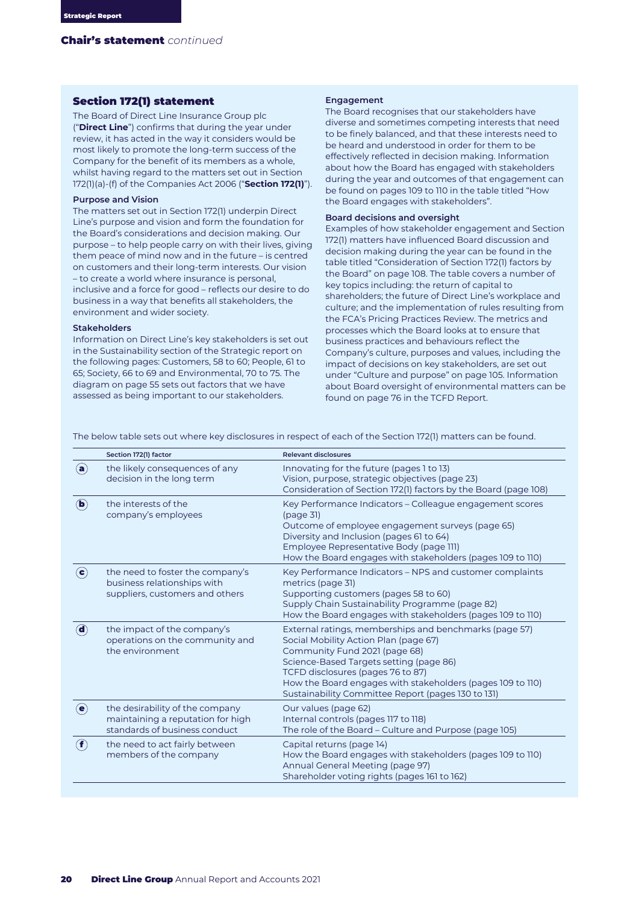## Section 172(1) statement

The Board of Direct Line Insurance Group plc ("**Direct Line**") confirms that during the year under review, it has acted in the way it considers would be most likely to promote the long-term success of the Company for the benefit of its members as a whole, whilst having regard to the matters set out in Section 172(1)(a)-(f) of the Companies Act 2006 ("**Section 172(1)**").

### Purpose and Vision

The matters set out in Section 172(1) underpin Direct Line's purpose and vision and form the foundation for the Board's considerations and decision making. Our purpose – to help people carry on with their lives, giving them peace of mind now and in the future – is centred on customers and their long-term interests. Our vision – to create a world where insurance is personal, inclusive and a force for good – reflects our desire to do business in a way that benefits all stakeholders, the environment and wider society.

### Stakeholders

Information on Direct Line's key stakeholders is set out in the Sustainability section of the Strategic report on the following pages: Customers, 58 to 60; People, 61 to 65; Society, 66 to 69 and Environmental, 70 to 75. The diagram on page 55 sets out factors that we have assessed as being important to our stakeholders.

### Engagement

The Board recognises that our stakeholders have diverse and sometimes competing interests that need to be finely balanced, and that these interests need to be heard and understood in order for them to be effectively reflected in decision making. Information about how the Board has engaged with stakeholders during the year and outcomes of that engagement can be found on pages 109 to 110 in the table titled "How the Board engages with stakeholders".

### Board decisions and oversight

Examples of how stakeholder engagement and Section 172(1) matters have influenced Board discussion and decision making during the year can be found in the table titled "Consideration of Section 172(1) factors by the Board" on page 108. The table covers a number of key topics including: the return of capital to shareholders; the future of Direct Line's workplace and culture; and the implementation of rules resulting from the FCA's Pricing Practices Review. The metrics and processes which the Board looks at to ensure that business practices and behaviours reflect the Company's culture, purposes and values, including the impact of decisions on key stakeholders, are set out under "Culture and purpose" on page 105. Information about Board oversight of environmental matters can be found on page 76 in the TCFD Report.

The below table sets out where key disclosures in respect of each of the Section 172(1) matters can be found.

| | Section 172(1) factor | Relevant disclosures |
|---|---|---|
| a | the likely consequences of any decision in the long term | Innovating for the future (pages 1 to 13)<br>Vision, purpose, strategic objectives (page 23)<br>Consideration of Section 172(1) factors by the Board (page 108) |
| b | the interests of the company's employees | Key Performance Indicators – Colleague engagement scores (page 31)<br>Outcome of employee engagement surveys (page 65)<br>Diversity and Inclusion (pages 61 to 64)<br>Employee Representative Body (page 111)<br>How the Board engages with stakeholders (pages 109 to 110) |
| c | the need to foster the company's business relationships with suppliers, customers and others | Key Performance Indicators – NPS and customer complaints metrics (page 31)<br>Supporting customers (pages 58 to 60)<br>Supply Chain Sustainability Programme (page 82)<br>How the Board engages with stakeholders (pages 109 to 110) |
| d | the impact of the company's operations on the community and the environment | External ratings, memberships and benchmarks (page 57)<br>Social Mobility Action Plan (page 67)<br>Community Fund 2021 (page 68)<br>Science-Based Targets setting (page 86)<br>TCFD disclosures (pages 76 to 87)<br>How the Board engages with stakeholders (pages 109 to 110)<br>Sustainability Committee Report (pages 130 to 131) |
| e | the desirability of the company maintaining a reputation for high standards of business conduct | Our values (page 62)<br>Internal controls (pages 117 to 118)<br>The role of the Board – Culture and Purpose (page 105) |
| f | the need to act fairly between members of the company | Capital returns (page 14)<br>How the Board engages with stakeholders (pages 109 to 110)<br>Annual General Meeting (page 97)<br>Shareholder voting rights (pages 161 to 162) |